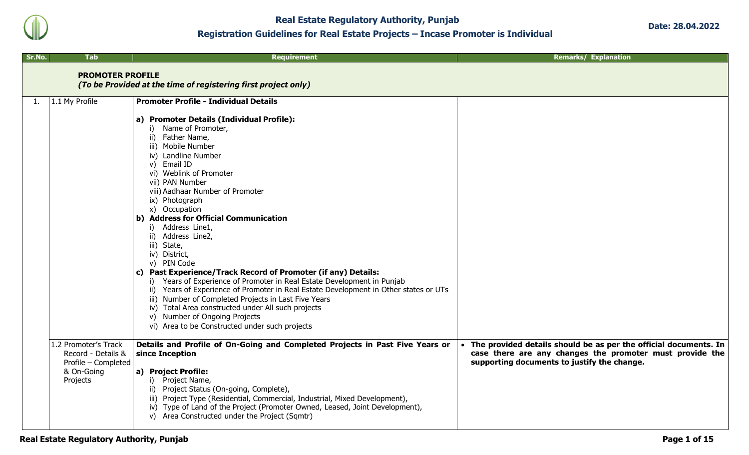# Real Estate Regulatory Authority, Punjab

## Registration Guidelines for Real Estate Projects – Incase Promoter is Individual

**Date: 28.04.2022**

| Sr.No. | Tab | Requirement | Remarks/ Explanation |
|---|---|---|---|
| | **PROMOTER PROFILE** *(To be Provided at the time of registering first project only)* | | |
| 1. | 1.1 My Profile | **Promoter Profile - Individual Details**<br><br>**a) Promoter Details (Individual Profile):**<br>i) Name of Promoter,<br>ii) Father Name,<br>iii) Mobile Number<br>iv) Landline Number<br>v) Email ID<br>vi) Weblink of Promoter<br>vii) PAN Number<br>viii) Aadhaar Number of Promoter<br>ix) Photograph<br>x) Occupation<br>**b) Address for Official Communication**<br>i) Address Line1,<br>ii) Address Line2,<br>iii) State,<br>iv) District,<br>v) PIN Code<br>**c) Past Experience/Track Record of Promoter (if any) Details:**<br>i) Years of Experience of Promoter in Real Estate Development in Punjab<br>ii) Years of Experience of Promoter in Real Estate Development in Other states or UTs<br>iii) Number of Completed Projects in Last Five Years<br>iv) Total Area constructed under All such projects<br>v) Number of Ongoing Projects<br>vi) Area to be Constructed under such projects | |
| | 1.2 Promoter's Track Record - Details & Profile – Completed & On-Going Projects | **Details and Profile of On-Going and Completed Projects in Past Five Years or since Inception**<br><br>**a) Project Profile:**<br>i) Project Name,<br>ii) Project Status (On-going, Complete),<br>iii) Project Type (Residential, Commercial, Industrial, Mixed Development),<br>iv) Type of Land of the Project (Promoter Owned, Leased, Joint Development),<br>v) Area Constructed under the Project (Sqmtr) | • **The provided details should be as per the official documents. In case there are any changes the promoter must provide the supporting documents to justify the change.** |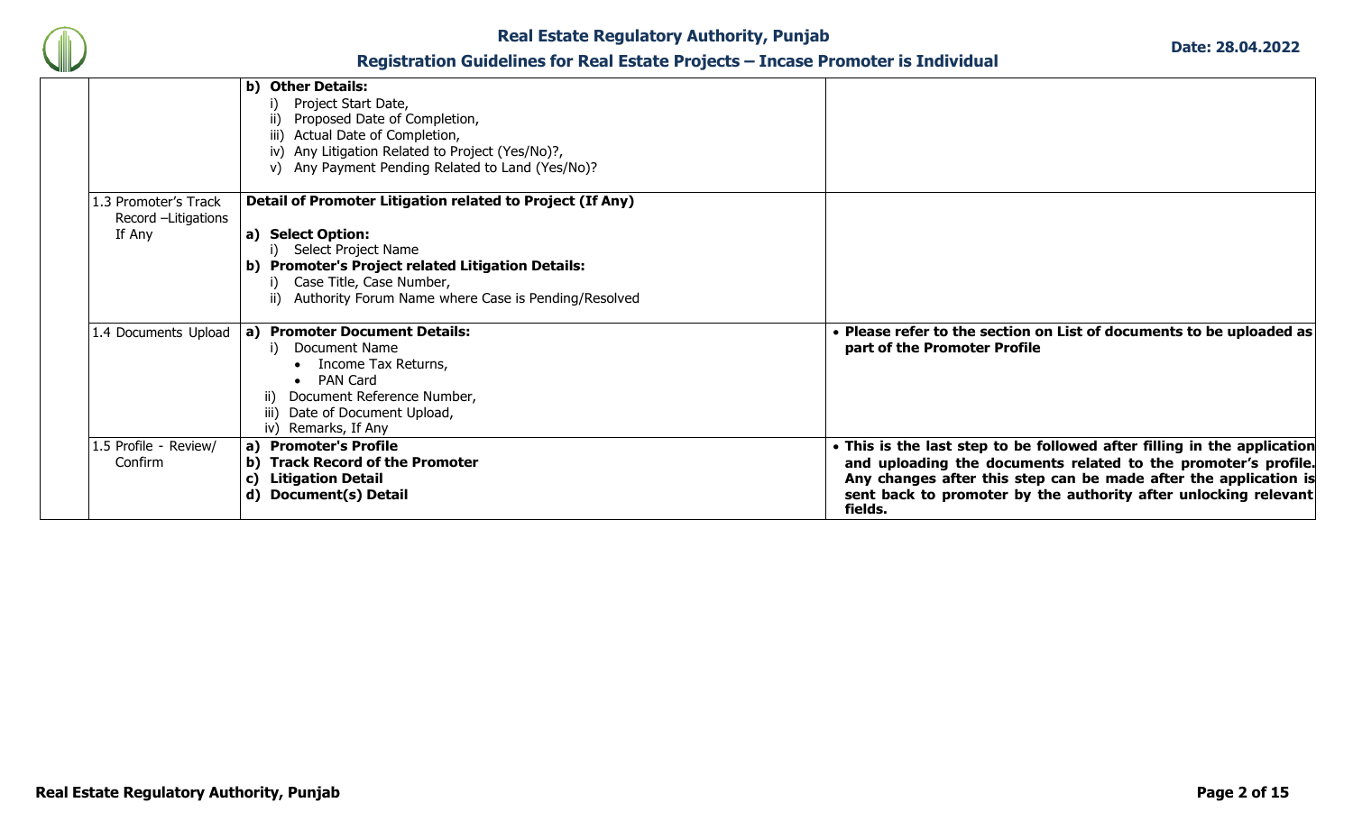| | | | |
|---|---|---|---|
| | | **b) Other Details:**<br>i) Project Start Date,<br>ii) Proposed Date of Completion,<br>iii) Actual Date of Completion,<br>iv) Any Litigation Related to Project (Yes/No)?,<br>v) Any Payment Pending Related to Land (Yes/No)? | |
| | 1.3 Promoter's Track Record –Litigations If Any | **Detail of Promoter Litigation related to Project (If Any)**<br>**a) Select Option:**<br>i) Select Project Name<br>**b) Promoter's Project related Litigation Details:**<br>i) Case Title, Case Number,<br>ii) Authority Forum Name where Case is Pending/Resolved | |
| | 1.4 Documents Upload | **a) Promoter Document Details:**<br>i) Document Name<br>• Income Tax Returns,<br>• PAN Card<br>ii) Document Reference Number,<br>iii) Date of Document Upload,<br>iv) Remarks, If Any | • **Please refer to the section on List of documents to be uploaded as part of the Promoter Profile** |
| | 1.5 Profile - Review/ Confirm | **a) Promoter's Profile**<br>**b) Track Record of the Promoter**<br>**c) Litigation Detail**<br>**d) Document(s) Detail** | • **This is the last step to be followed after filling in the application and uploading the documents related to the promoter's profile. Any changes after this step can be made after the application is sent back to promoter by the authority after unlocking relevant fields.** |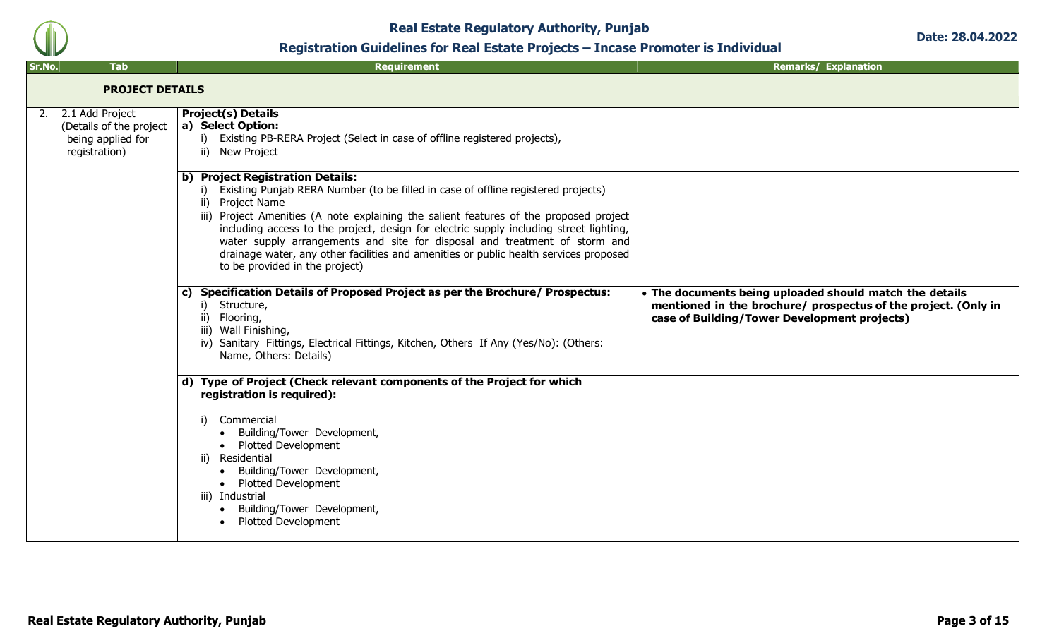| Sr.No. | Tab | Requirement | Remarks/ Explanation |
|---|---|---|---|
| **PROJECT DETAILS** | | | |
| 2. | 2.1 Add Project (Details of the project being applied for registration) | **Project(s) Details**<br>**a) Select Option:**<br>i) Existing PB-RERA Project (Select in case of offline registered projects),<br>ii) New Project | |
| | | **b) Project Registration Details:**<br>i) Existing Punjab RERA Number (to be filled in case of offline registered projects)<br>ii) Project Name<br>iii) Project Amenities (A note explaining the salient features of the proposed project including access to the project, design for electric supply including street lighting, water supply arrangements and site for disposal and treatment of storm and drainage water, any other facilities and amenities or public health services proposed to be provided in the project) | |
| | | **c) Specification Details of Proposed Project as per the Brochure/ Prospectus:**<br>i) Structure,<br>ii) Flooring,<br>iii) Wall Finishing,<br>iv) Sanitary Fittings, Electrical Fittings, Kitchen, Others If Any (Yes/No): (Others: Name, Others: Details) | • **The documents being uploaded should match the details mentioned in the brochure/ prospectus of the project. (Only in case of Building/Tower Development projects)** |
| | | **d) Type of Project (Check relevant components of the Project for which registration is required):**<br>i) Commercial<br>• Building/Tower Development,<br>• Plotted Development<br>ii) Residential<br>• Building/Tower Development,<br>• Plotted Development<br>iii) Industrial<br>• Building/Tower Development,<br>• Plotted Development | |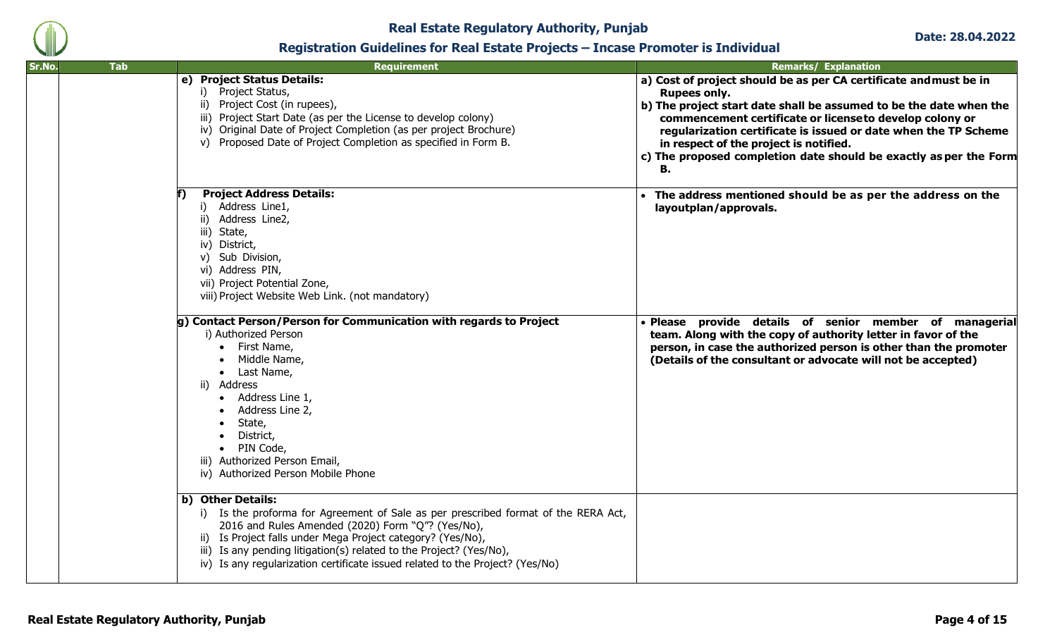| Sr.No. | Tab | Requirement | Remarks/ Explanation |
|---|---|---|---|
| | | **e) Project Status Details:**<br>i) Project Status,<br>ii) Project Cost (in rupees),<br>iii) Project Start Date (as per the License to develop colony)<br>iv) Original Date of Project Completion (as per project Brochure)<br>v) Proposed Date of Project Completion as specified in Form B. | **a) Cost of project should be as per CA certificate and must be in Rupees only.**<br>**b) The project start date shall be assumed to be the date when the commencement certificate or license to develop colony or regularization certificate is issued or date when the TP Scheme in respect of the project is notified.**<br>**c) The proposed completion date should be exactly as per the Form B.** |
| | | **f) Project Address Details:**<br>i) Address Line1,<br>ii) Address Line2,<br>iii) State,<br>iv) District,<br>v) Sub Division,<br>vi) Address PIN,<br>vii) Project Potential Zone,<br>viii) Project Website Web Link. (not mandatory) | • **The address mentioned should be as per the address on the layoutplan/approvals.** |
| | | **g) Contact Person/Person for Communication with regards to Project**<br>i) Authorized Person<br>• First Name,<br>• Middle Name,<br>• Last Name,<br>ii) Address<br>• Address Line 1,<br>• Address Line 2,<br>• State,<br>• District,<br>• PIN Code,<br>iii) Authorized Person Email,<br>iv) Authorized Person Mobile Phone | • **Please provide details of senior member of managerial team. Along with the copy of authority letter in favor of the person, in case the authorized person is other than the promoter (Details of the consultant or advocate will not be accepted)** |
| | | **b) Other Details:**<br>i) Is the proforma for Agreement of Sale as per prescribed format of the RERA Act, 2016 and Rules Amended (2020) Form "Q"? (Yes/No),<br>ii) Is Project falls under Mega Project category? (Yes/No),<br>iii) Is any pending litigation(s) related to the Project? (Yes/No),<br>iv) Is any regularization certificate issued related to the Project? (Yes/No) | |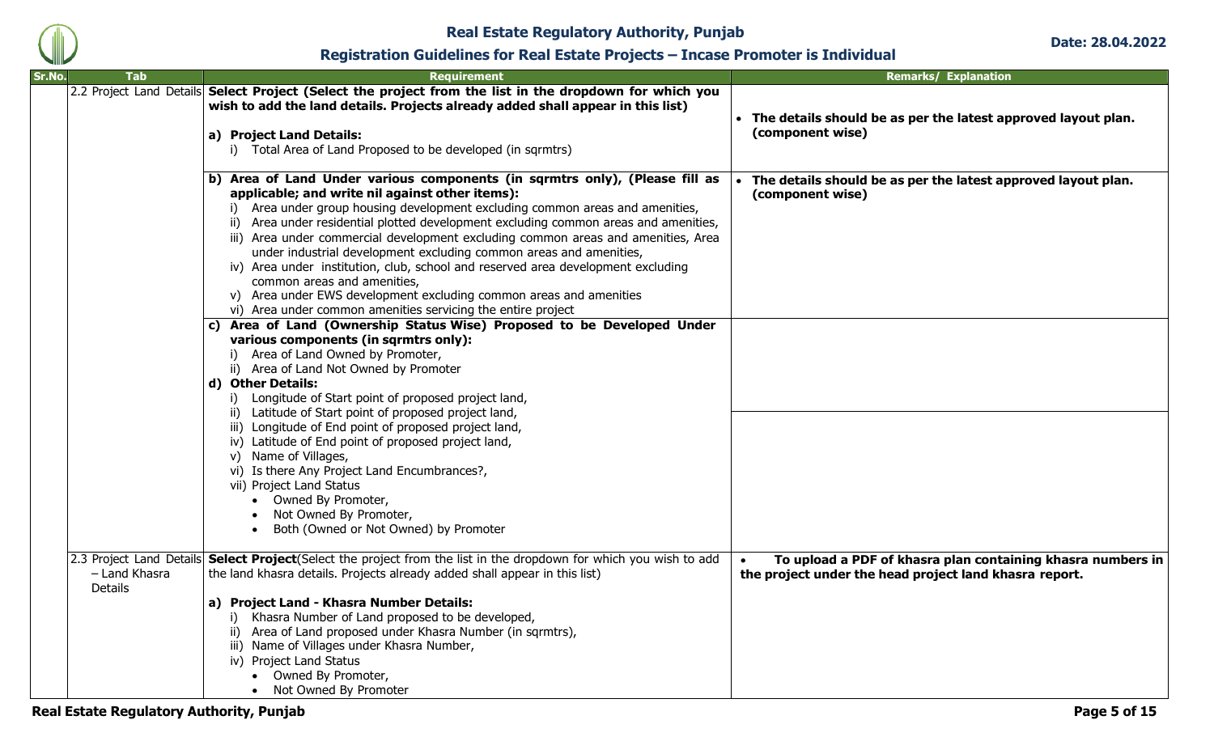| Sr.No. | Tab | Requirement | Remarks/ Explanation |
|---|---|---|---|
| | 2.2 Project Land Details | **Select Project (Select the project from the list in the dropdown for which you wish to add the land details. Projects already added shall appear in this list)**<br><br>**a) Project Land Details:**<br>i) Total Area of Land Proposed to be developed (in sqrmtrs) | • **The details should be as per the latest approved layout plan. (component wise)** |
| | | **b) Area of Land Under various components (in sqrmtrs only), (Please fill as applicable; and write nil against other items):**<br>i) Area under group housing development excluding common areas and amenities,<br>ii) Area under residential plotted development excluding common areas and amenities,<br>iii) Area under commercial development excluding common areas and amenities, Area under industrial development excluding common areas and amenities,<br>iv) Area under institution, club, school and reserved area development excluding common areas and amenities,<br>v) Area under EWS development excluding common areas and amenities<br>vi) Area under common amenities servicing the entire project | • **The details should be as per the latest approved layout plan. (component wise)** |
| | | **c) Area of Land (Ownership Status Wise) Proposed to be Developed Under various components (in sqrmtrs only):**<br>i) Area of Land Owned by Promoter,<br>ii) Area of Land Not Owned by Promoter<br>**d) Other Details:**<br>i) Longitude of Start point of proposed project land, | |
| | | ii) Latitude of Start point of proposed project land,<br>iii) Longitude of End point of proposed project land,<br>iv) Latitude of End point of proposed project land,<br>v) Name of Villages,<br>vi) Is there Any Project Land Encumbrances?,<br>vii) Project Land Status<br>• Owned By Promoter,<br>• Not Owned By Promoter,<br>• Both (Owned or Not Owned) by Promoter | |
| | 2.3 Project Land Details – Land Khasra Details | **Select Project**(Select the project from the list in the dropdown for which you wish to add the land khasra details. Projects already added shall appear in this list)<br><br>**a) Project Land - Khasra Number Details:**<br>i) Khasra Number of Land proposed to be developed,<br>ii) Area of Land proposed under Khasra Number (in sqrmtrs),<br>iii) Name of Villages under Khasra Number,<br>iv) Project Land Status<br>• Owned By Promoter,<br>• Not Owned By Promoter | • **To upload a PDF of khasra plan containing khasra numbers in the project under the head project land khasra report.** |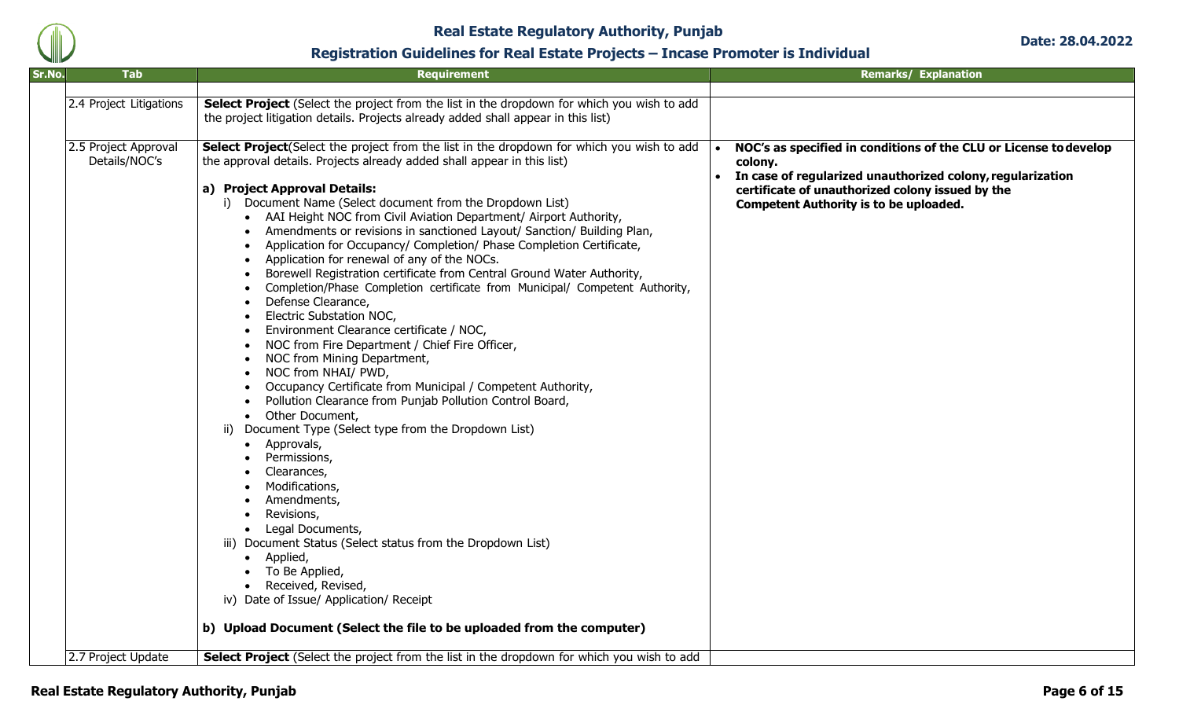| Sr.No. | Tab | Requirement | Remarks/ Explanation |
|---|---|---|---|
| | | | |
| | 2.4 Project Litigations | **Select Project** (Select the project from the list in the dropdown for which you wish to add the project litigation details. Projects already added shall appear in this list) | |
| | 2.5 Project Approval Details/NOC's | **Select Project**(Select the project from the list in the dropdown for which you wish to add the approval details. Projects already added shall appear in this list)<br><br>**a) Project Approval Details:**<br>i) Document Name (Select document from the Dropdown List)<br>• AAI Height NOC from Civil Aviation Department/ Airport Authority,<br>• Amendments or revisions in sanctioned Layout/ Sanction/ Building Plan,<br>• Application for Occupancy/ Completion/ Phase Completion Certificate,<br>• Application for renewal of any of the NOCs.<br>• Borewell Registration certificate from Central Ground Water Authority,<br>• Completion/Phase Completion certificate from Municipal/ Competent Authority,<br>• Defense Clearance,<br>• Electric Substation NOC,<br>• Environment Clearance certificate / NOC,<br>• NOC from Fire Department / Chief Fire Officer,<br>• NOC from Mining Department,<br>• NOC from NHAI/ PWD,<br>• Occupancy Certificate from Municipal / Competent Authority,<br>• Pollution Clearance from Punjab Pollution Control Board,<br>• Other Document,<br>ii) Document Type (Select type from the Dropdown List)<br>• Approvals,<br>• Permissions,<br>• Clearances,<br>• Modifications,<br>• Amendments,<br>• Revisions,<br>• Legal Documents,<br>iii) Document Status (Select status from the Dropdown List)<br>• Applied,<br>• To Be Applied,<br>• Received, Revised,<br>iv) Date of Issue/ Application/ Receipt<br><br>**b) Upload Document (Select the file to be uploaded from the computer)** | • **NOC's as specified in conditions of the CLU or License to develop colony.**<br>• **In case of regularized unauthorized colony, regularization certificate of unauthorized colony issued by the Competent Authority is to be uploaded.** |
| | 2.7 Project Update | **Select Project** (Select the project from the list in the dropdown for which you wish to add | |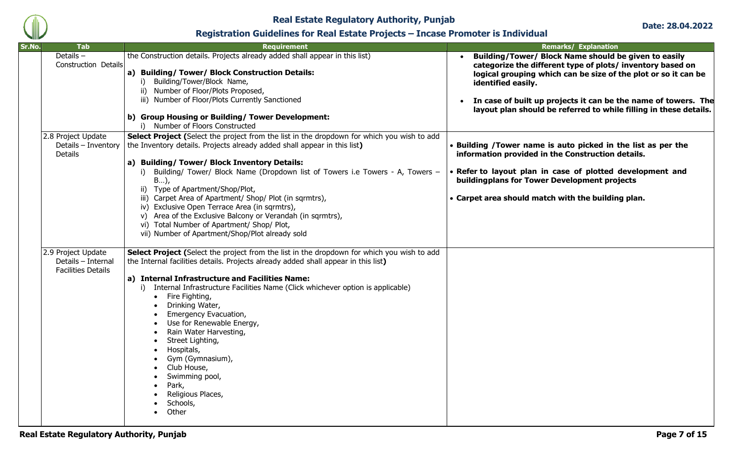| Sr.No. | Tab | Requirement | Remarks/ Explanation |
|---|---|---|---|
| | Details – Construction Details | the Construction details. Projects already added shall appear in this list)<br><br>**a) Building/ Tower/ Block Construction Details:**<br>i) Building/Tower/Block Name,<br>ii) Number of Floor/Plots Proposed,<br>iii) Number of Floor/Plots Currently Sanctioned<br><br>**b) Group Housing or Building/ Tower Development:**<br>i) Number of Floors Constructed | • **Building/Tower/ Block Name should be given to easily categorize the different type of plots/ inventory based on logical grouping which can be size of the plot or so it can be identified easily.**<br><br>• **In case of built up projects it can be the name of towers. The layout plan should be referred to while filling in these details.** |
| | 2.8 Project Update Details – Inventory Details | **Select Project (**Select the project from the list in the dropdown for which you wish to add the Inventory details. Projects already added shall appear in this list**)**<br><br>**a) Building/ Tower/ Block Inventory Details:**<br>i) Building/ Tower/ Block Name (Dropdown list of Towers i.e Towers - A, Towers – B…),<br>ii) Type of Apartment/Shop/Plot,<br>iii) Carpet Area of Apartment/ Shop/ Plot (in sqrmtrs),<br>iv) Exclusive Open Terrace Area (in sqrmtrs),<br>v) Area of the Exclusive Balcony or Verandah (in sqrmtrs),<br>vi) Total Number of Apartment/ Shop/ Plot,<br>vii) Number of Apartment/Shop/Plot already sold | • **Building /Tower name is auto picked in the list as per the information provided in the Construction details.**<br><br>• **Refer to layout plan in case of plotted development and buildingplans for Tower Development projects**<br><br>• **Carpet area should match with the building plan.** |
| | 2.9 Project Update Details – Internal Facilities Details | **Select Project (**Select the project from the list in the dropdown for which you wish to add the Internal facilities details. Projects already added shall appear in this list**)**<br><br>**a) Internal Infrastructure and Facilities Name:**<br>i) Internal Infrastructure Facilities Name (Click whichever option is applicable)<br>• Fire Fighting,<br>• Drinking Water,<br>• Emergency Evacuation,<br>• Use for Renewable Energy,<br>• Rain Water Harvesting,<br>• Street Lighting,<br>• Hospitals,<br>• Gym (Gymnasium),<br>• Club House,<br>• Swimming pool,<br>• Park,<br>• Religious Places,<br>• Schools,<br>• Other | |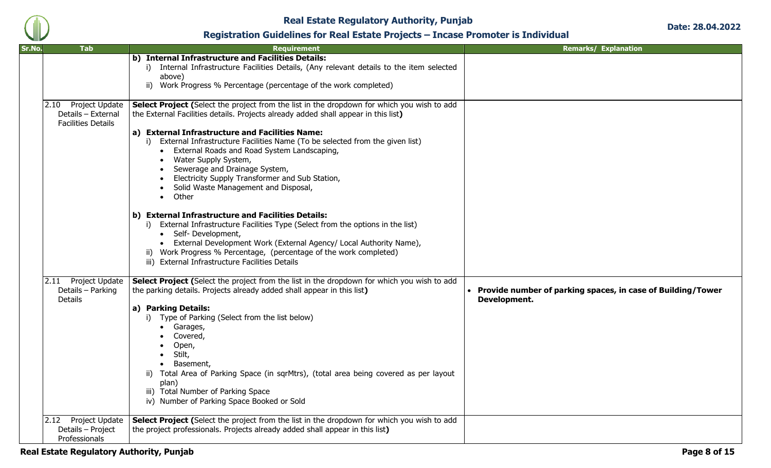| Sr.No. | Tab | Requirement | Remarks/ Explanation |
|---|---|---|---|
| | | **b) Internal Infrastructure and Facilities Details:**<br>i) Internal Infrastructure Facilities Details, (Any relevant details to the item selected above)<br>ii) Work Progress % Percentage (percentage of the work completed) | |
| | 2.10 Project Update Details – External Facilities Details | **Select Project (**Select the project from the list in the dropdown for which you wish to add the External Facilities details. Projects already added shall appear in this list**)**<br><br>**a) External Infrastructure and Facilities Name:**<br>i) External Infrastructure Facilities Name (To be selected from the given list)<br>• External Roads and Road System Landscaping,<br>• Water Supply System,<br>• Sewerage and Drainage System,<br>• Electricity Supply Transformer and Sub Station,<br>• Solid Waste Management and Disposal,<br>• Other<br><br>**b) External Infrastructure and Facilities Details:**<br>i) External Infrastructure Facilities Type (Select from the options in the list)<br>• Self- Development,<br>• External Development Work (External Agency/ Local Authority Name),<br>ii) Work Progress % Percentage, (percentage of the work completed)<br>iii) External Infrastructure Facilities Details | |
| | 2.11 Project Update Details – Parking Details | **Select Project (**Select the project from the list in the dropdown for which you wish to add the parking details. Projects already added shall appear in this list**)**<br><br>**a) Parking Details:**<br>i) Type of Parking (Select from the list below)<br>• Garages,<br>• Covered,<br>• Open,<br>• Stilt,<br>• Basement,<br>ii) Total Area of Parking Space (in sqrMtrs), (total area being covered as per layout plan)<br>iii) Total Number of Parking Space<br>iv) Number of Parking Space Booked or Sold | • **Provide number of parking spaces, in case of Building/Tower Development.** |
| | 2.12 Project Update Details – Project Professionals | **Select Project (**Select the project from the list in the dropdown for which you wish to add the project professionals. Projects already added shall appear in this list**)** | |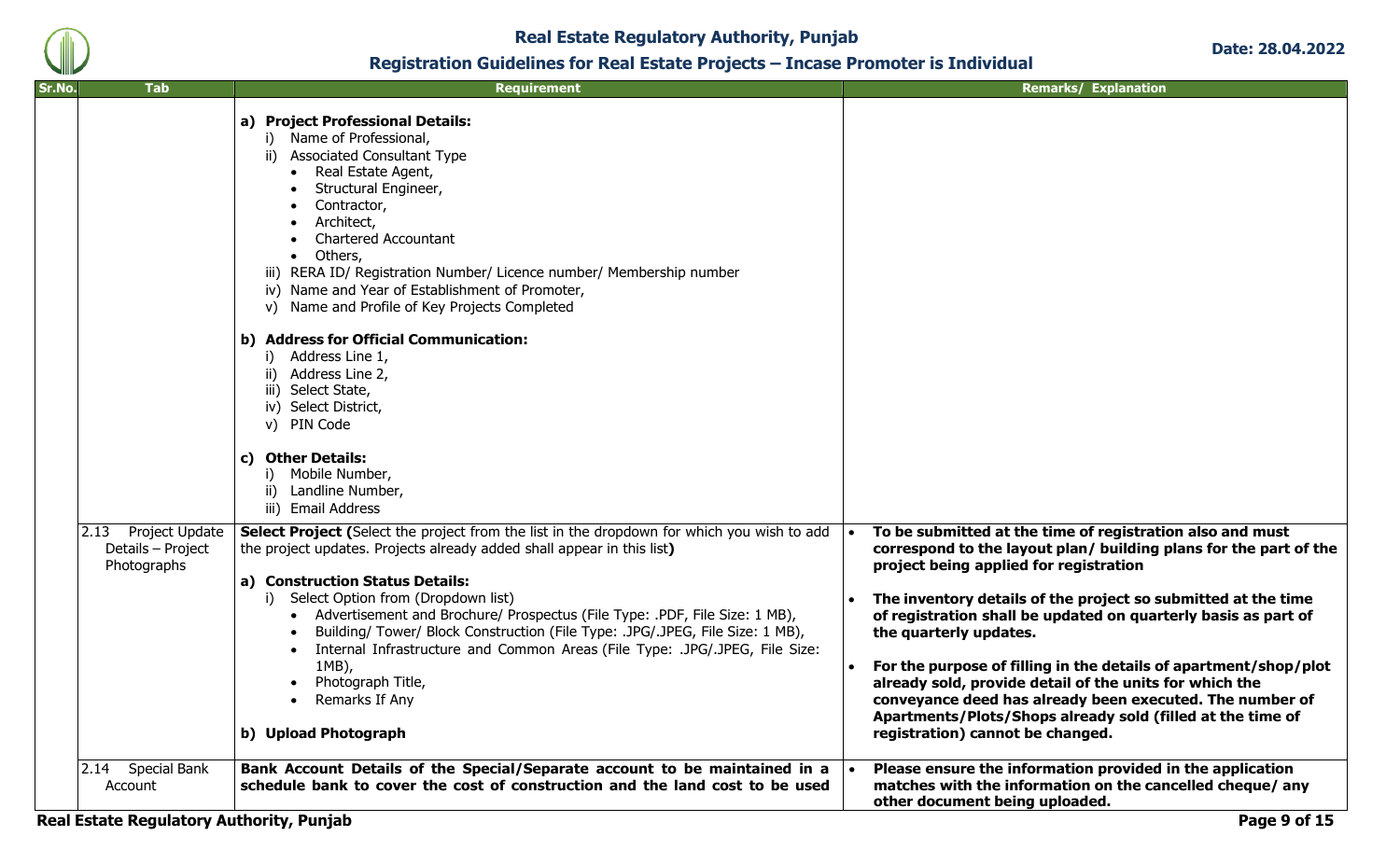| Sr.No. | Tab | Requirement | Remarks/ Explanation |
|---|---|---|---|
| | | **a) Project Professional Details:**<br>i) Name of Professional,<br>ii) Associated Consultant Type<br>• Real Estate Agent,<br>• Structural Engineer,<br>• Contractor,<br>• Architect,<br>• Chartered Accountant<br>• Others,<br>iii) RERA ID/ Registration Number/ Licence number/ Membership number<br>iv) Name and Year of Establishment of Promoter,<br>v) Name and Profile of Key Projects Completed<br><br>**b) Address for Official Communication:**<br>i) Address Line 1,<br>ii) Address Line 2,<br>iii) Select State,<br>iv) Select District,<br>v) PIN Code<br><br>**c) Other Details:**<br>i) Mobile Number,<br>ii) Landline Number,<br>iii) Email Address | |
| | 2.13 Project Update Details – Project Photographs | **Select Project (**Select the project from the list in the dropdown for which you wish to add the project updates. Projects already added shall appear in this list**)**<br><br>**a) Construction Status Details:**<br>i) Select Option from (Dropdown list)<br>• Advertisement and Brochure/ Prospectus (File Type: .PDF, File Size: 1 MB),<br>• Building/ Tower/ Block Construction (File Type: .JPG/.JPEG, File Size: 1 MB),<br>• Internal Infrastructure and Common Areas (File Type: .JPG/.JPEG, File Size: 1MB),<br>• Photograph Title,<br>• Remarks If Any<br><br>**b) Upload Photograph** | • **To be submitted at the time of registration also and must correspond to the layout plan/ building plans for the part of the project being applied for registration**<br><br>• **The inventory details of the project so submitted at the time of registration shall be updated on quarterly basis as part of the quarterly updates.**<br><br>• **For the purpose of filling in the details of apartment/shop/plot already sold, provide detail of the units for which the conveyance deed has already been executed. The number of Apartments/Plots/Shops already sold (filled at the time of registration) cannot be changed.** |
| | 2.14 Special Bank Account | **Bank Account Details of the Special/Separate account to be maintained in a schedule bank to cover the cost of construction and the land cost to be used** | • **Please ensure the information provided in the application matches with the information on the cancelled cheque/ any other document being uploaded.** |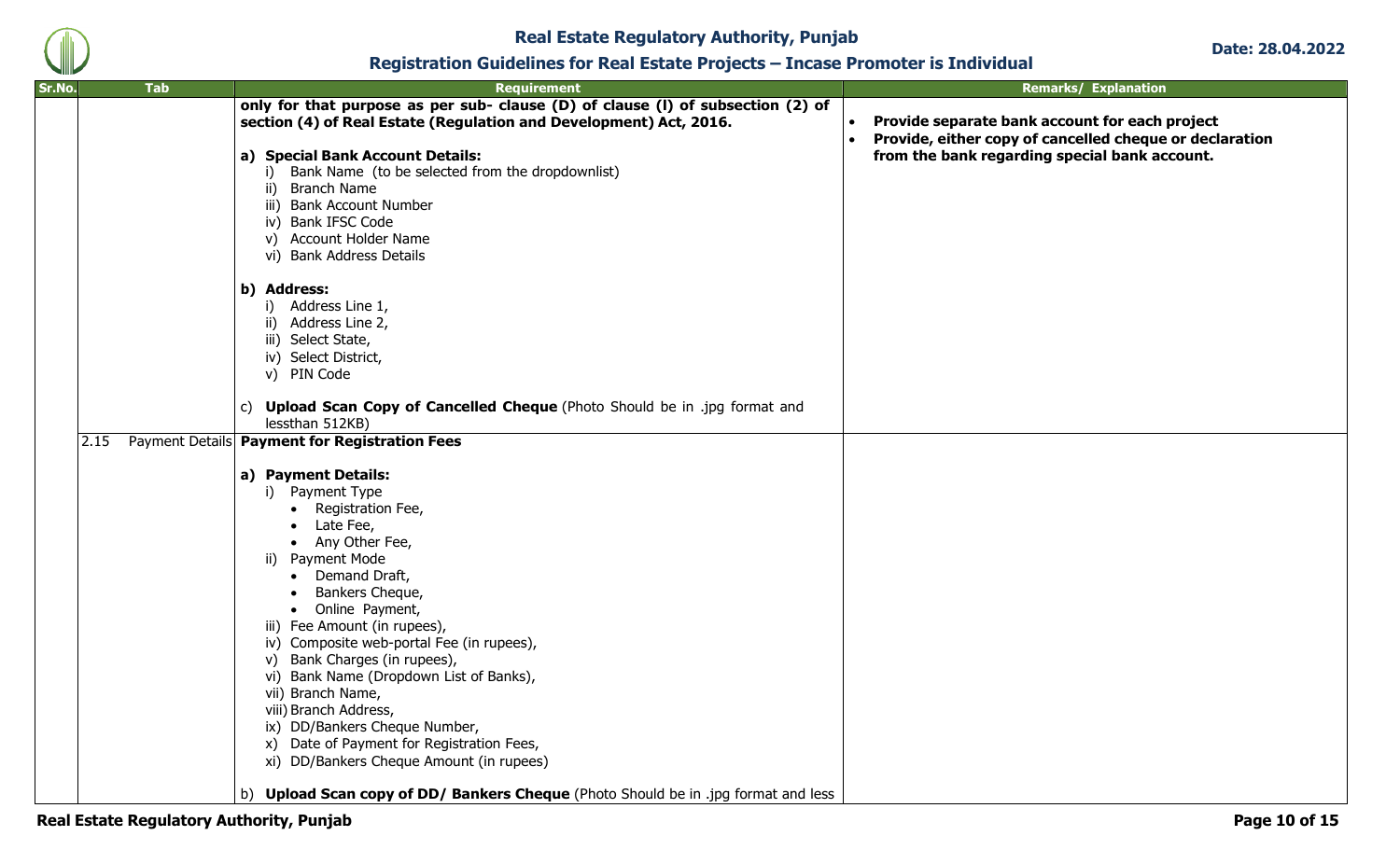| Sr.No. | Tab | Requirement | Remarks/ Explanation |
|---|---|---|---|
| | | **only for that purpose as per sub- clause (D) of clause (l) of subsection (2) of section (4) of Real Estate (Regulation and Development) Act, 2016.**<br><br>**a) Special Bank Account Details:**<br>i) Bank Name (to be selected from the dropdownlist)<br>ii) Branch Name<br>iii) Bank Account Number<br>iv) Bank IFSC Code<br>v) Account Holder Name<br>vi) Bank Address Details<br><br>**b) Address:**<br>i) Address Line 1,<br>ii) Address Line 2,<br>iii) Select State,<br>iv) Select District,<br>v) PIN Code<br><br>c) **Upload Scan Copy of Cancelled Cheque** (Photo Should be in .jpg format and lessthan 512KB) | • **Provide separate bank account for each project**<br>• **Provide, either copy of cancelled cheque or declaration from the bank regarding special bank account.** |
| | 2.15 Payment Details | **Payment for Registration Fees**<br><br>**a) Payment Details:**<br>i) Payment Type<br>• Registration Fee,<br>• Late Fee,<br>• Any Other Fee,<br>ii) Payment Mode<br>• Demand Draft,<br>• Bankers Cheque,<br>• Online Payment,<br>iii) Fee Amount (in rupees),<br>iv) Composite web-portal Fee (in rupees),<br>v) Bank Charges (in rupees),<br>vi) Bank Name (Dropdown List of Banks),<br>vii) Branch Name,<br>viii) Branch Address,<br>ix) DD/Bankers Cheque Number,<br>x) Date of Payment for Registration Fees,<br>xi) DD/Bankers Cheque Amount (in rupees)<br><br>b) **Upload Scan copy of DD/ Bankers Cheque** (Photo Should be in .jpg format and less | |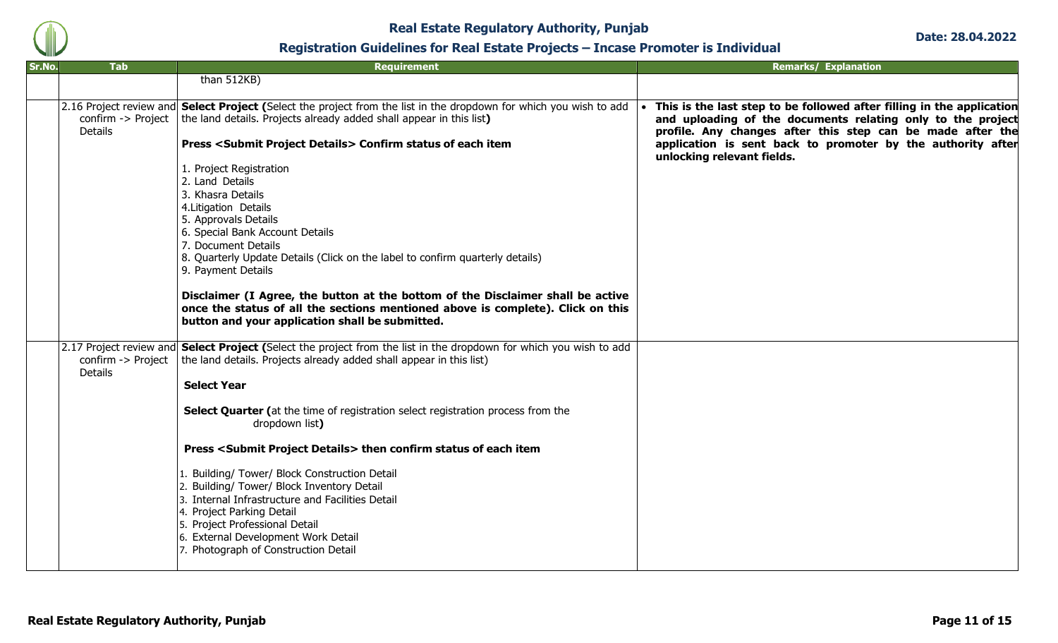| Sr.No. | Tab | Requirement | Remarks/ Explanation |
|---|---|---|---|
| | | than 512KB) | |
| | 2.16 Project review and confirm -> Project Details | **Select Project (**Select the project from the list in the dropdown for which you wish to add the land details. Projects already added shall appear in this list**)**<br><br>**Press <Submit Project Details> Confirm status of each item**<br><br>1. Project Registration<br>2. Land Details<br>3. Khasra Details<br>4.Litigation Details<br>5. Approvals Details<br>6. Special Bank Account Details<br>7. Document Details<br>8. Quarterly Update Details (Click on the label to confirm quarterly details)<br>9. Payment Details<br><br>**Disclaimer (I Agree, the button at the bottom of the Disclaimer shall be active once the status of all the sections mentioned above is complete). Click on this button and your application shall be submitted.** | • **This is the last step to be followed after filling in the application and uploading of the documents relating only to the project profile. Any changes after this step can be made after the application is sent back to promoter by the authority after unlocking relevant fields.** |
| | 2.17 Project review and confirm -> Project Details | **Select Project (**Select the project from the list in the dropdown for which you wish to add the land details. Projects already added shall appear in this list)<br><br>**Select Year**<br><br>**Select Quarter (**at the time of registration select registration process from the dropdown list**)**<br><br>**Press <Submit Project Details> then confirm status of each item**<br><br>1. Building/ Tower/ Block Construction Detail<br>2. Building/ Tower/ Block Inventory Detail<br>3. Internal Infrastructure and Facilities Detail<br>4. Project Parking Detail<br>5. Project Professional Detail<br>6. External Development Work Detail<br>7. Photograph of Construction Detail | |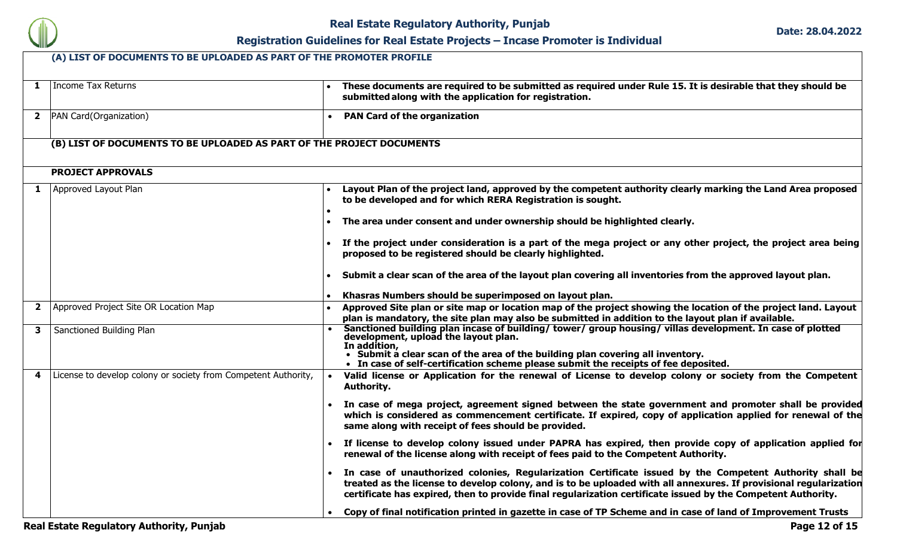| | (A) LIST OF DOCUMENTS TO BE UPLOADED AS PART OF THE PROMOTER PROFILE | |
|---|---|---|
| **1** | Income Tax Returns | • **These documents are required to be submitted as required under Rule 15. It is desirable that they should be submitted along with the application for registration.** |
| **2** | PAN Card(Organization) | • **PAN Card of the organization** |
| | **(B) LIST OF DOCUMENTS TO BE UPLOADED AS PART OF THE PROJECT DOCUMENTS** | |
| | **PROJECT APPROVALS** | |
| **1** | Approved Layout Plan | • **Layout Plan of the project land, approved by the competent authority clearly marking the Land Area proposed to be developed and for which RERA Registration is sought.**<br>•<br>• **The area under consent and under ownership should be highlighted clearly.**<br>• **If the project under consideration is a part of the mega project or any other project, the project area being proposed to be registered should be clearly highlighted.**<br>• **Submit a clear scan of the area of the layout plan covering all inventories from the approved layout plan.**<br>• **Khasras Numbers should be superimposed on layout plan.** |
| **2** | Approved Project Site OR Location Map | • **Approved Site plan or site map or location map of the project showing the location of the project land. Layout plan is mandatory, the site plan may also be submitted in addition to the layout plan if available.** |
| **3** | Sanctioned Building Plan | • **Sanctioned building plan incase of building/ tower/ group housing/ villas development. In case of plotted development, upload the layout plan.**<br>**In addition,**<br>• **Submit a clear scan of the area of the building plan covering all inventory.**<br>• **In case of self-certification scheme please submit the receipts of fee deposited.** |
| **4** | License to develop colony or society from Competent Authority, | • **Valid license or Application for the renewal of License to develop colony or society from the Competent Authority.**<br>• **In case of mega project, agreement signed between the state government and promoter shall be provided which is considered as commencement certificate. If expired, copy of application applied for renewal of the same along with receipt of fees should be provided.**<br>• **If license to develop colony issued under PAPRA has expired, then provide copy of application applied for renewal of the license along with receipt of fees paid to the Competent Authority.**<br>• **In case of unauthorized colonies, Regularization Certificate issued by the Competent Authority shall be treated as the license to develop colony, and is to be uploaded with all annexures. If provisional regularization certificate has expired, then to provide final regularization certificate issued by the Competent Authority.**<br>• **Copy of final notification printed in gazette in case of TP Scheme and in case of land of Improvement Trusts** |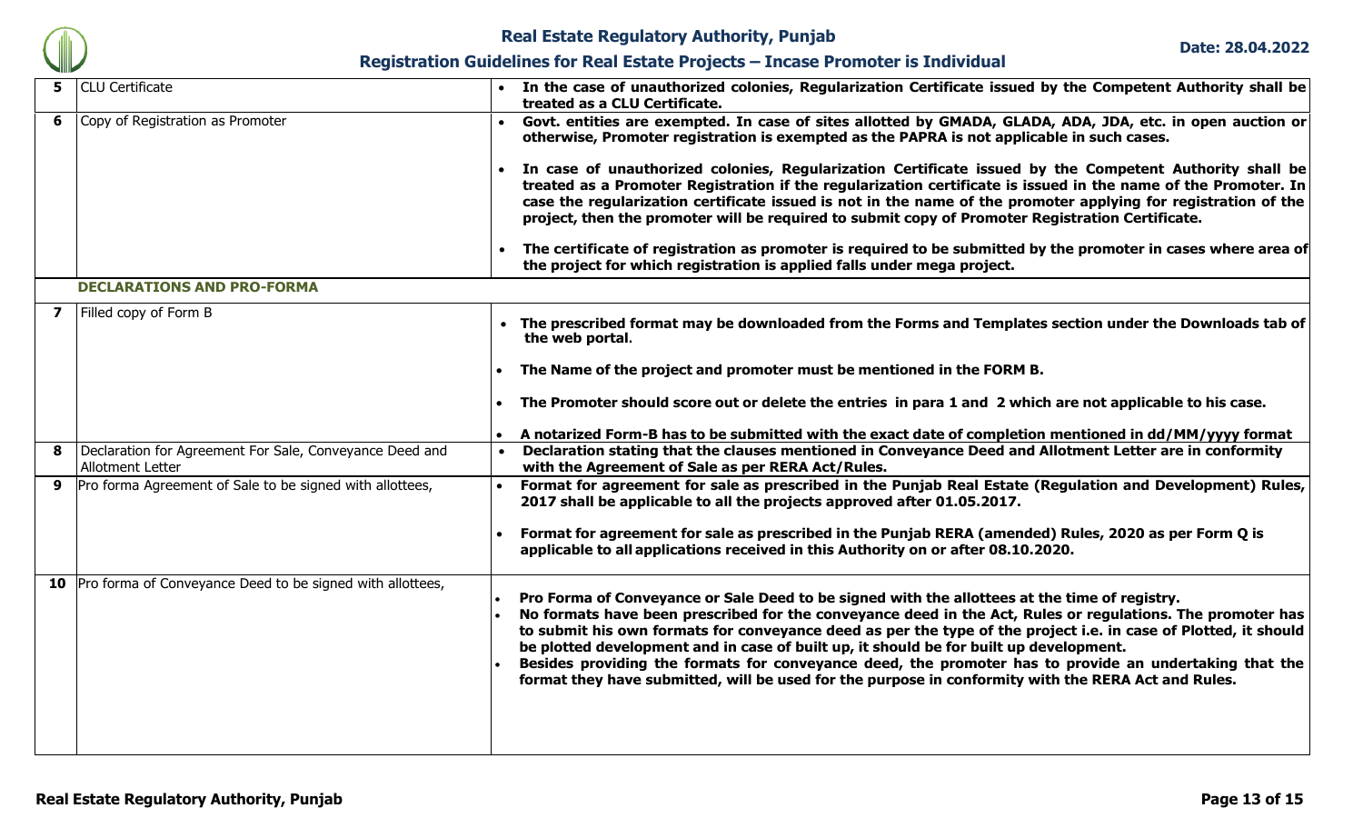| | | |
|---|---|---|
| **5** | CLU Certificate | • **In the case of unauthorized colonies, Regularization Certificate issued by the Competent Authority shall be treated as a CLU Certificate.** |
| **6** | Copy of Registration as Promoter | • **Govt. entities are exempted. In case of sites allotted by GMADA, GLADA, ADA, JDA, etc. in open auction or otherwise, Promoter registration is exempted as the PAPRA is not applicable in such cases.**<br><br>• **In case of unauthorized colonies, Regularization Certificate issued by the Competent Authority shall be treated as a Promoter Registration if the regularization certificate is issued in the name of the Promoter. In case the regularization certificate issued is not in the name of the promoter applying for registration of the project, then the promoter will be required to submit copy of Promoter Registration Certificate.**<br><br>• **The certificate of registration as promoter is required to be submitted by the promoter in cases where area of the project for which registration is applied falls under mega project.** |
| | **DECLARATIONS AND PRO-FORMA** | |
| **7** | Filled copy of Form B | • **The prescribed format may be downloaded from the Forms and Templates section under the Downloads tab of the web portal.**<br><br>• **The Name of the project and promoter must be mentioned in the FORM B.**<br><br>• **The Promoter should score out or delete the entries in para 1 and 2 which are not applicable to his case.**<br><br>• **A notarized Form-B has to be submitted with the exact date of completion mentioned in dd/MM/yyyy format** |
| **8** | Declaration for Agreement For Sale, Conveyance Deed and Allotment Letter | • **Declaration stating that the clauses mentioned in Conveyance Deed and Allotment Letter are in conformity with the Agreement of Sale as per RERA Act/Rules.** |
| **9** | Pro forma Agreement of Sale to be signed with allottees, | • **Format for agreement for sale as prescribed in the Punjab Real Estate (Regulation and Development) Rules, 2017 shall be applicable to all the projects approved after 01.05.2017.**<br><br>• **Format for agreement for sale as prescribed in the Punjab RERA (amended) Rules, 2020 as per Form Q is applicable to all applications received in this Authority on or after 08.10.2020.** |
| **10** | Pro forma of Conveyance Deed to be signed with allottees, | • **Pro Forma of Conveyance or Sale Deed to be signed with the allottees at the time of registry.**<br>• **No formats have been prescribed for the conveyance deed in the Act, Rules or regulations. The promoter has to submit his own formats for conveyance deed as per the type of the project i.e. in case of Plotted, it should be plotted development and in case of built up, it should be for built up development.**<br>• **Besides providing the formats for conveyance deed, the promoter has to provide an undertaking that the format they have submitted, will be used for the purpose in conformity with the RERA Act and Rules.** |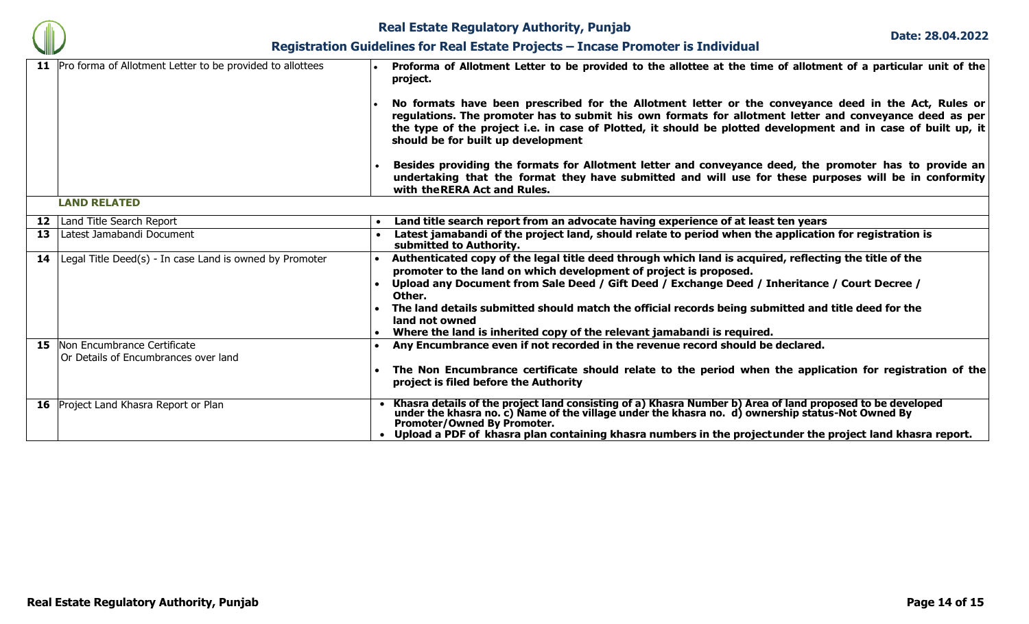| | | |
|---|---|---|
| **11** | Pro forma of Allotment Letter to be provided to allottees | • **Proforma of Allotment Letter to be provided to the allottee at the time of allotment of a particular unit of the project.**<br>• **No formats have been prescribed for the Allotment letter or the conveyance deed in the Act, Rules or regulations. The promoter has to submit his own formats for allotment letter and conveyance deed as per the type of the project i.e. in case of Plotted, it should be plotted development and in case of built up, it should be for built up development**<br>• **Besides providing the formats for Allotment letter and conveyance deed, the promoter has to provide an undertaking that the format they have submitted and will use for these purposes will be in conformity with the RERA Act and Rules.** |
| | **LAND RELATED** | |
| **12** | Land Title Search Report | • **Land title search report from an advocate having experience of at least ten years** |
| **13** | Latest Jamabandi Document | • **Latest jamabandi of the project land, should relate to period when the application for registration is submitted to Authority.** |
| **14** | Legal Title Deed(s) - In case Land is owned by Promoter | • **Authenticated copy of the legal title deed through which land is acquired, reflecting the title of the promoter to the land on which development of project is proposed.**<br>• **Upload any Document from Sale Deed / Gift Deed / Exchange Deed / Inheritance / Court Decree / Other.**<br>• **The land details submitted should match the official records being submitted and title deed for the land not owned**<br>• **Where the land is inherited copy of the relevant jamabandi is required.** |
| **15** | Non Encumbrance Certificate<br>Or Details of Encumbrances over land | • **Any Encumbrance even if not recorded in the revenue record should be declared.**<br>• **The Non Encumbrance certificate should relate to the period when the application for registration of the project is filed before the Authority** |
| **16** | Project Land Khasra Report or Plan | • **Khasra details of the project land consisting of a) Khasra Number b) Area of land proposed to be developed under the khasra no. c) Name of the village under the khasra no. d) ownership status-Not Owned By Promoter/Owned By Promoter.**<br>• **Upload a PDF of khasra plan containing khasra numbers in the project under the project land khasra report.** |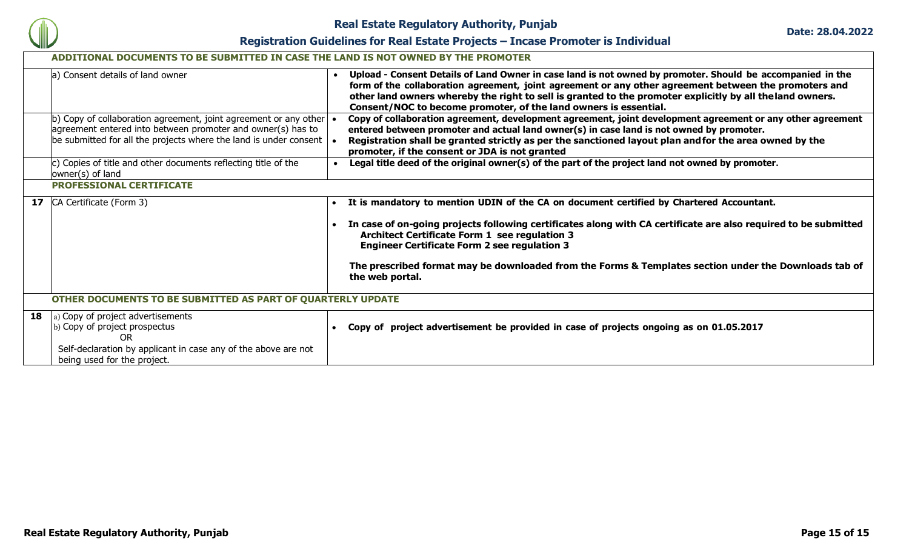| | | |
|---|---|---|
| | **ADDITIONAL DOCUMENTS TO BE SUBMITTED IN CASE THE LAND IS NOT OWNED BY THE PROMOTER** | |
| | a) Consent details of land owner | • **Upload - Consent Details of Land Owner in case land is not owned by promoter. Should be accompanied in the form of the collaboration agreement, joint agreement or any other agreement between the promoters and other land owners whereby the right to sell is granted to the promoter explicitly by all theland owners. Consent/NOC to become promoter, of the land owners is essential.** |
| | b) Copy of collaboration agreement, joint agreement or any other agreement entered into between promoter and owner(s) has to be submitted for all the projects where the land is under consent | • **Copy of collaboration agreement, development agreement, joint development agreement or any other agreement entered between promoter and actual land owner(s) in case land is not owned by promoter.**<br>• **Registration shall be granted strictly as per the sanctioned layout plan andfor the area owned by the promoter, if the consent or JDA is not granted** |
| | c) Copies of title and other documents reflecting title of the owner(s) of land | • **Legal title deed of the original owner(s) of the part of the project land not owned by promoter.** |
| | **PROFESSIONAL CERTIFICATE** | |
| **17** | CA Certificate (Form 3) | • **It is mandatory to mention UDIN of the CA on document certified by Chartered Accountant.**<br>• **In case of on-going projects following certificates along with CA certificate are also required to be submitted**<br>**Architect Certificate Form 1 see regulation 3**<br>**Engineer Certificate Form 2 see regulation 3**<br>**The prescribed format may be downloaded from the Forms & Templates section under the Downloads tab of the web portal.** |
| | **OTHER DOCUMENTS TO BE SUBMITTED AS PART OF QUARTERLY UPDATE** | |
| **18** | a) Copy of project advertisements<br>b) Copy of project prospectus<br>OR<br>Self-declaration by applicant in case any of the above are not being used for the project. | • **Copy of project advertisement be provided in case of projects ongoing as on 01.05.2017** |